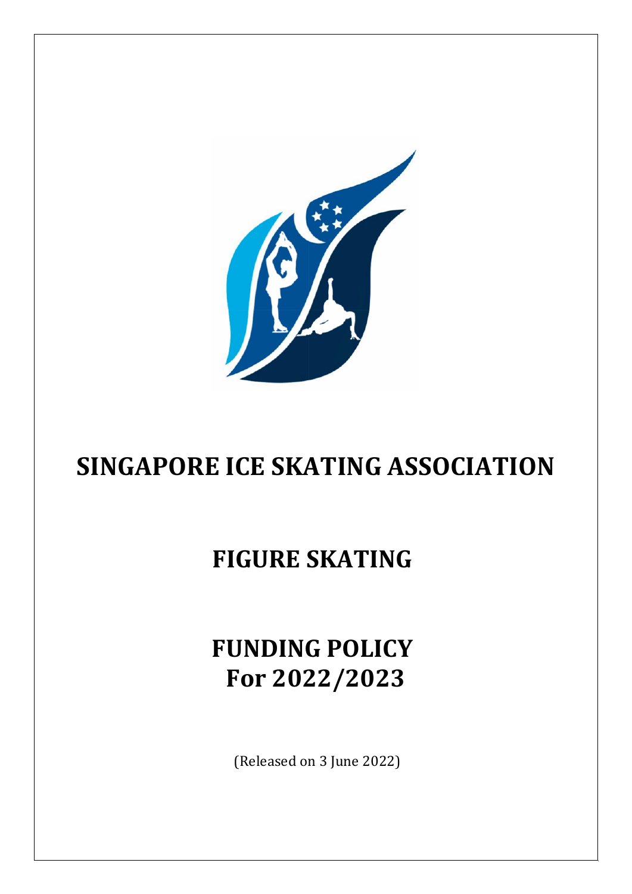# SINGAPORE ICE SKATING ASSOCIATION

# FIGURE SKATING

# FUNDING POLICY For 2022/2023

(Released on 3 June 2022)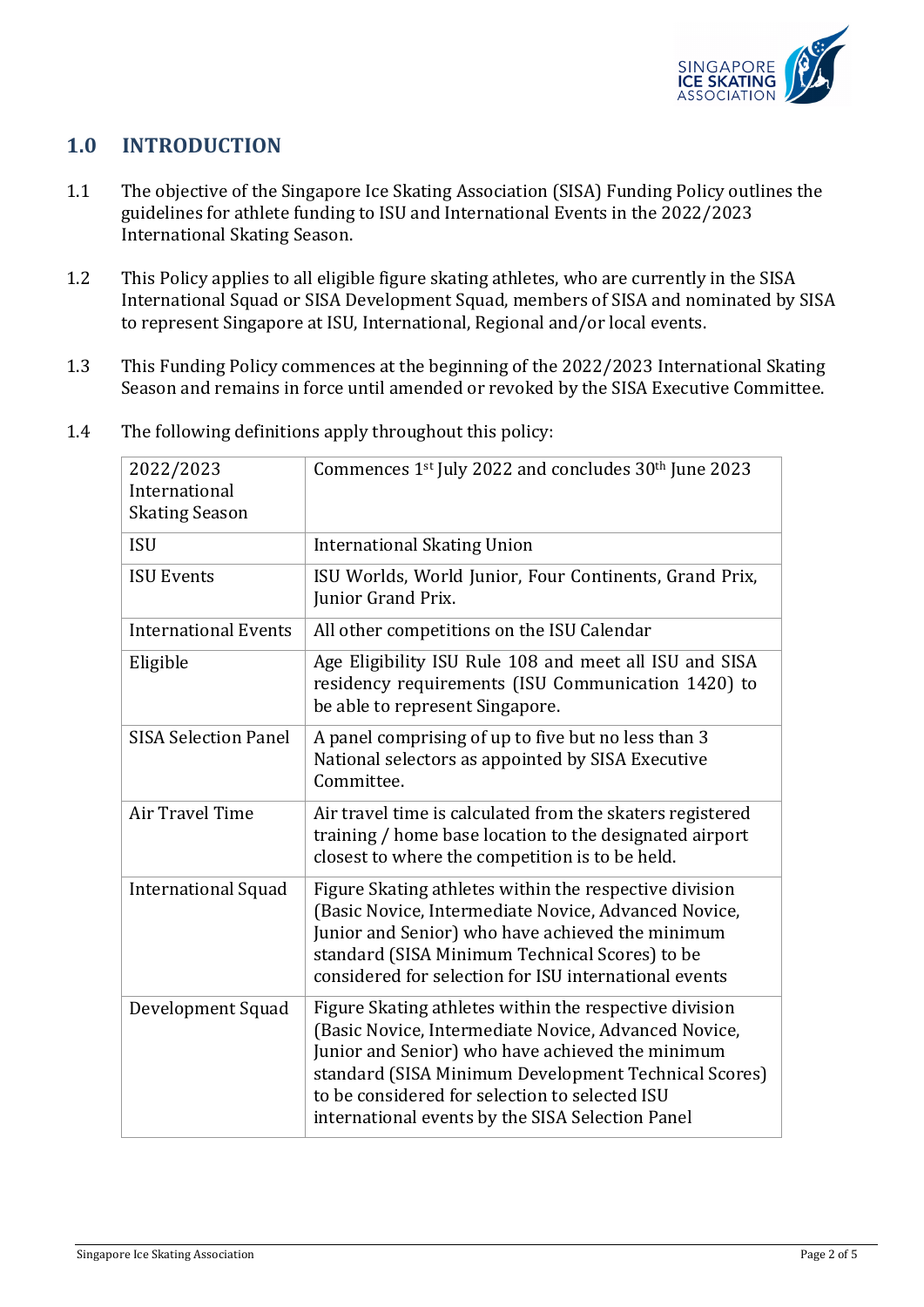## 1.0 INTRODUCTION

1.1 The objective of the Singapore Ice Skating Association (SISA) Funding Policy outlines the guidelines for athlete funding to ISU and International Events in the 2022/2023 International Skating Season.

1.2 This Policy applies to all eligible figure skating athletes, who are currently in the SISA International Squad or SISA Development Squad, members of SISA and nominated by SISA to represent Singapore at ISU, International, Regional and/or local events.

1.3 This Funding Policy commences at the beginning of the 2022/2023 International Skating Season and remains in force until amended or revoked by the SISA Executive Committee.

1.4 The following definitions apply throughout this policy:

| | |
|---|---|
| 2022/2023 International Skating Season | Commences 1st July 2022 and concludes 30th June 2023 |
| ISU | International Skating Union |
| ISU Events | ISU Worlds, World Junior, Four Continents, Grand Prix, Junior Grand Prix. |
| International Events | All other competitions on the ISU Calendar |
| Eligible | Age Eligibility ISU Rule 108 and meet all ISU and SISA residency requirements (ISU Communication 1420) to be able to represent Singapore. |
| SISA Selection Panel | A panel comprising of up to five but no less than 3 National selectors as appointed by SISA Executive Committee. |
| Air Travel Time | Air travel time is calculated from the skaters registered training / home base location to the designated airport closest to where the competition is to be held. |
| International Squad | Figure Skating athletes within the respective division (Basic Novice, Intermediate Novice, Advanced Novice, Junior and Senior) who have achieved the minimum standard (SISA Minimum Technical Scores) to be considered for selection for ISU international events |
| Development Squad | Figure Skating athletes within the respective division (Basic Novice, Intermediate Novice, Advanced Novice, Junior and Senior) who have achieved the minimum standard (SISA Minimum Development Technical Scores) to be considered for selection to selected ISU international events by the SISA Selection Panel |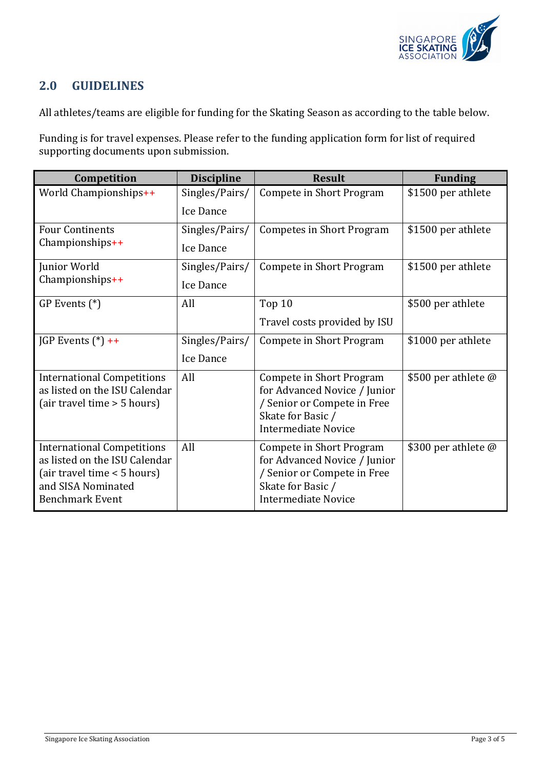## 2.0 GUIDELINES

All athletes/teams are eligible for funding for the Skating Season as according to the table below.

Funding is for travel expenses. Please refer to the funding application form for list of required supporting documents upon submission.

| Competition | Discipline | Result | Funding |
|---|---|---|---|
| World Championships++ | Singles/Pairs/ Ice Dance | Compete in Short Program | $1500 per athlete |
| Four Contintents Championships++ | Singles/Pairs/ Ice Dance | Competes in Short Program | $1500 per athlete |
| Junior World Championships++ | Singles/Pairs/ Ice Dance | Compete in Short Program | $1500 per athlete |
| GP Events (*) | All | Top 10<br>Travel costs provided by ISU | $500 per athlete |
| JGP Events (*) ++ | Singles/Pairs/ Ice Dance | Compete in Short Program | $1000 per athlete |
| International Competitions as listed on the ISU Calendar (air travel time > 5 hours) | All | Compete in Short Program for Advanced Novice / Junior / Senior or Compete in Free Skate for Basic / Intermediate Novice | $500 per athlete @ |
| International Competitions as listed on the ISU Calendar (air travel time < 5 hours) and SISA Nominated Benchmark Event | All | Compete in Short Program for Advanced Novice / Junior / Senior or Compete in Free Skate for Basic / Intermediate Novice | $300 per athlete @ |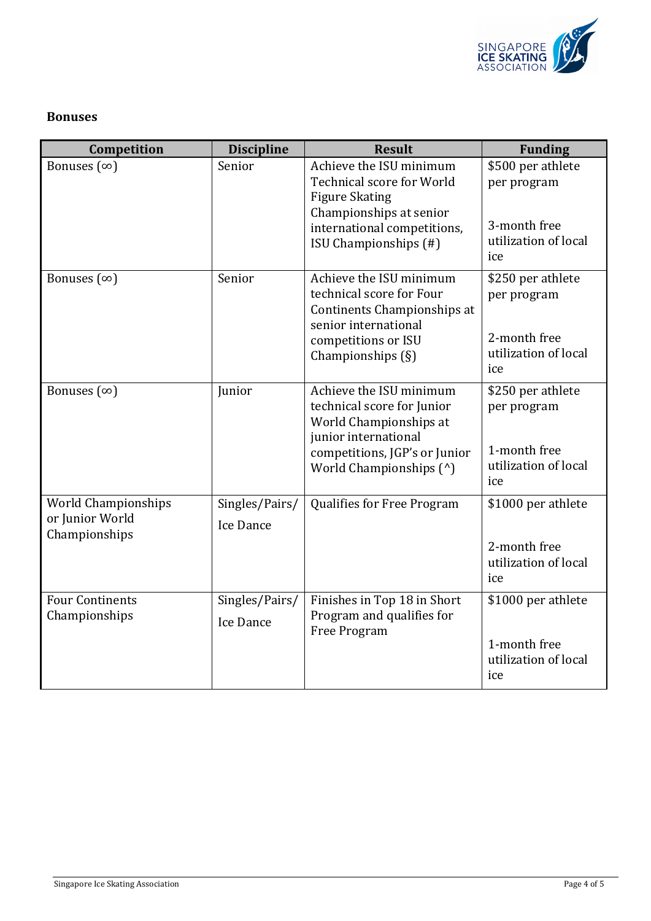**Bonuses**

| Competition | Discipline | Result | Funding |
|---|---|---|---|
| Bonuses (∞) | Senior | Achieve the ISU minimum Technical score for World Figure Skating Championships at senior international competitions, ISU Championships (#) | $500 per athlete per program<br><br>3-month free utilization of local ice |
| Bonuses (∞) | Senior | Achieve the ISU minimum technical score for Four Continents Championships at senior international competitions or ISU Championships (§) | $250 per athlete per program<br><br>2-month free utilization of local ice |
| Bonuses (∞) | Junior | Achieve the ISU minimum technical score for Junior World Championships at junior international competitions, JGP's or Junior World Championships (^) | $250 per athlete per program<br><br>1-month free utilization of local ice |
| World Championships or Junior World Championships | Singles/Pairs/ Ice Dance | Qualifies for Free Program | $1000 per athlete<br><br>2-month free utilization of local ice |
| Four Continents Championships | Singles/Pairs/ Ice Dance | Finishes in Top 18 in Short Program and qualifies for Free Program | $1000 per athlete<br><br>1-month free utilization of local ice |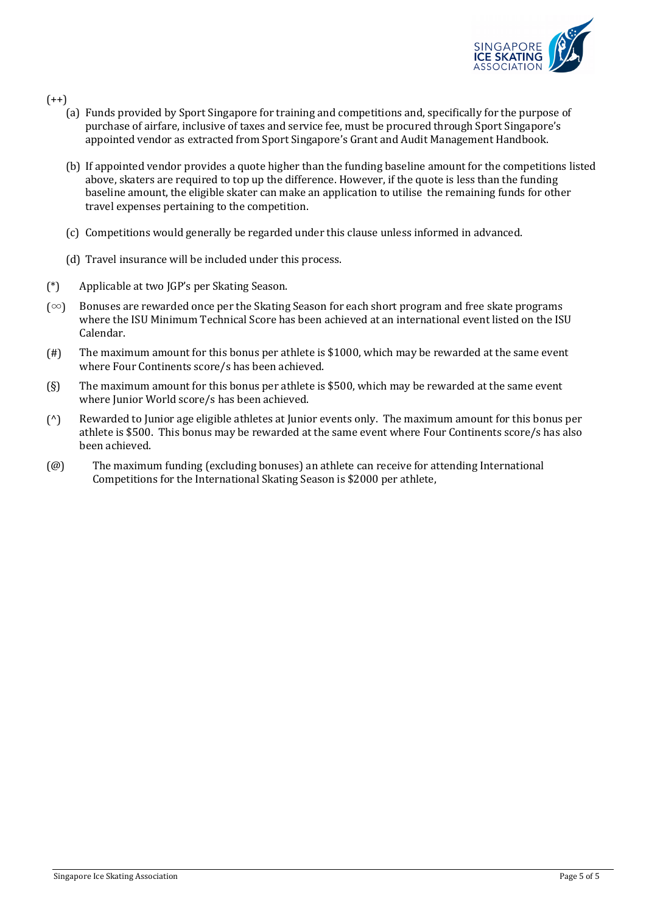(++)

(a) Funds provided by Sport Singapore for training and competitions and, specifically for the purpose of purchase of airfare, inclusive of taxes and service fee, must be procured through Sport Singapore's appointed vendor as extracted from Sport Singapore's Grant and Audit Management Handbook.

(b) If appointed vendor provides a quote higher than the funding baseline amount for the competitions listed above, skaters are required to top up the difference. However, if the quote is less than the funding baseline amount, the eligible skater can make an application to utilise the remaining funds for other travel expenses pertaining to the competition.

(c) Competitions would generally be regarded under this clause unless informed in advanced.

(d) Travel insurance will be included under this process.

(*) Applicable at two JGP's per Skating Season.

(∞) Bonuses are rewarded once per the Skating Season for each short program and free skate programs where the ISU Minimum Technical Score has been achieved at an international event listed on the ISU Calendar.

(#) The maximum amount for this bonus per athlete is $1000, which may be rewarded at the same event where Four Continents score/s has been achieved.

(§) The maximum amount for this bonus per athlete is $500, which may be rewarded at the same event where Junior World score/s has been achieved.

(^) Rewarded to Junior age eligible athletes at Junior events only. The maximum amount for this bonus per athlete is $500. This bonus may be rewarded at the same event where Four Continents score/s has also been achieved.

(@) The maximum funding (excluding bonuses) an athlete can receive for attending International Competitions for the International Skating Season is $2000 per athlete,